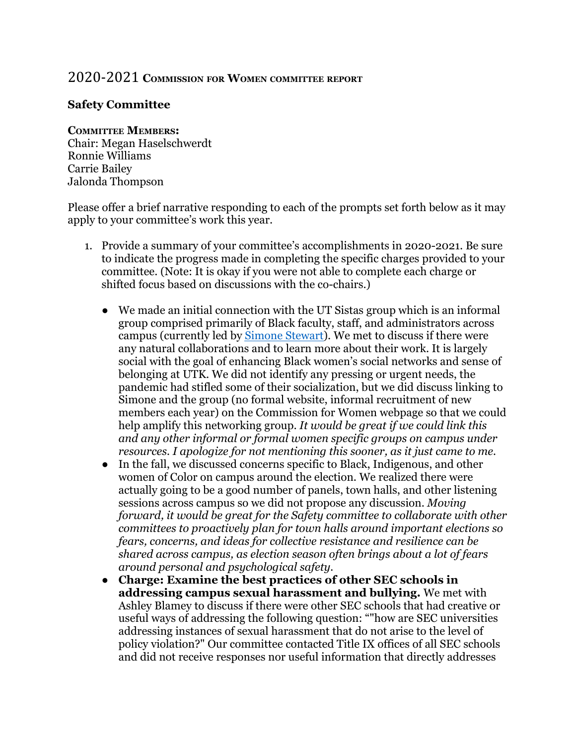## 2020-2021 Commission for Women committee report

### Safety Committee

**Committee Members:**
Chair: Megan Haselschwerdt
Ronnie Williams
Carrie Bailey
Jalonda Thompson

Please offer a brief narrative responding to each of the prompts set forth below as it may apply to your committee's work this year.

1. Provide a summary of your committee's accomplishments in 2020-2021. Be sure to indicate the progress made in completing the specific charges provided to your committee. (Note: It is okay if you were not able to complete each charge or shifted focus based on discussions with the co-chairs.)

   - We made an initial connection with the UT Sistas group which is an informal group comprised primarily of Black faculty, staff, and administrators across campus (currently led by Simone Stewart). We met to discuss if there were any natural collaborations and to learn more about their work. It is largely social with the goal of enhancing Black women's social networks and sense of belonging at UTK. We did not identify any pressing or urgent needs, the pandemic had stifled some of their socialization, but we did discuss linking to Simone and the group (no formal website, informal recruitment of new members each year) on the Commission for Women webpage so that we could help amplify this networking group. *It would be great if we could link this and any other informal or formal women specific groups on campus under resources. I apologize for not mentioning this sooner, as it just came to me.*
   - In the fall, we discussed concerns specific to Black, Indigenous, and other women of Color on campus around the election. We realized there were actually going to be a good number of panels, town halls, and other listening sessions across campus so we did not propose any discussion. *Moving forward, it would be great for the Safety committee to collaborate with other committees to proactively plan for town halls around important elections so fears, concerns, and ideas for collective resistance and resilience can be shared across campus, as election season often brings about a lot of fears around personal and psychological safety.*
   - **Charge: Examine the best practices of other SEC schools in addressing campus sexual harassment and bullying.** We met with Ashley Blamey to discuss if there were other SEC schools that had creative or useful ways of addressing the following question: ""how are SEC universities addressing instances of sexual harassment that do not arise to the level of policy violation?" Our committee contacted Title IX offices of all SEC schools and did not receive responses nor useful information that directly addresses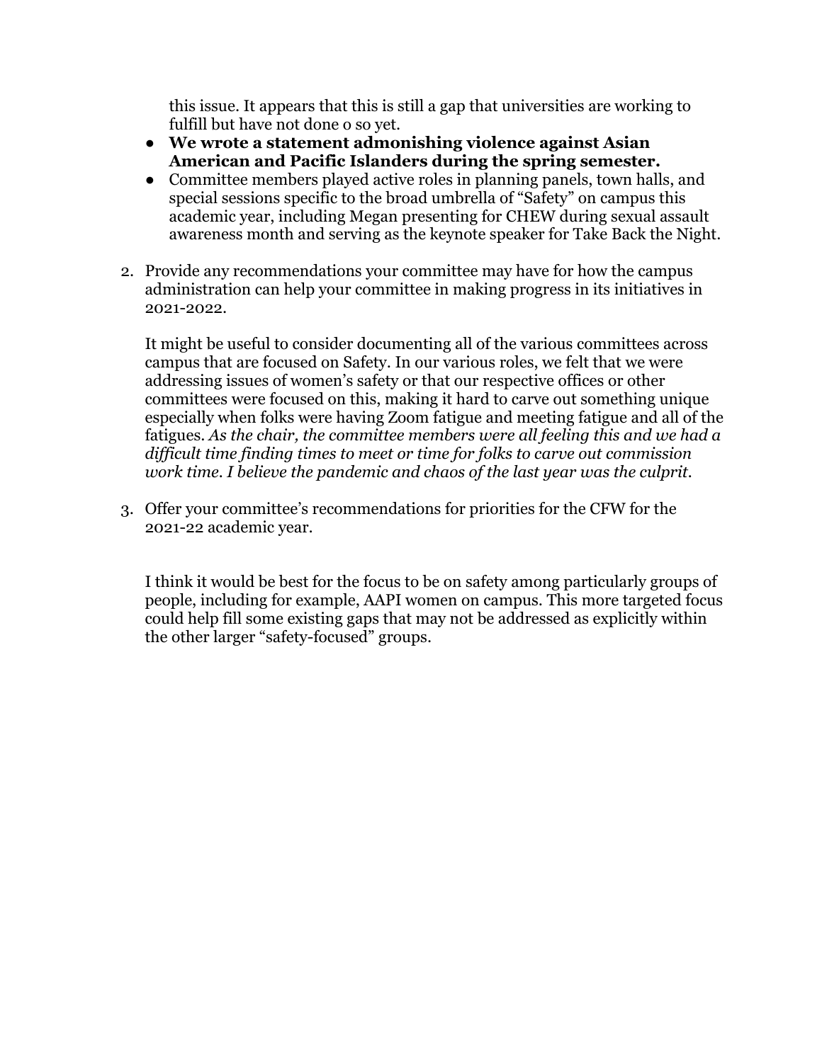this issue. It appears that this is still a gap that universities are working to fulfill but have not done o so yet.

- **We wrote a statement admonishing violence against Asian American and Pacific Islanders during the spring semester.**
- Committee members played active roles in planning panels, town halls, and special sessions specific to the broad umbrella of "Safety" on campus this academic year, including Megan presenting for CHEW during sexual assault awareness month and serving as the keynote speaker for Take Back the Night.

2. Provide any recommendations your committee may have for how the campus administration can help your committee in making progress in its initiatives in 2021-2022.

   It might be useful to consider documenting all of the various committees across campus that are focused on Safety. In our various roles, we felt that we were addressing issues of women's safety or that our respective offices or other committees were focused on this, making it hard to carve out something unique especially when folks were having Zoom fatigue and meeting fatigue and all of the fatigues. *As the chair, the committee members were all feeling this and we had a difficult time finding times to meet or time for folks to carve out commission work time. I believe the pandemic and chaos of the last year was the culprit.*

3. Offer your committee's recommendations for priorities for the CFW for the 2021-22 academic year.

   I think it would be best for the focus to be on safety among particularly groups of people, including for example, AAPI women on campus. This more targeted focus could help fill some existing gaps that may not be addressed as explicitly within the other larger "safety-focused" groups.